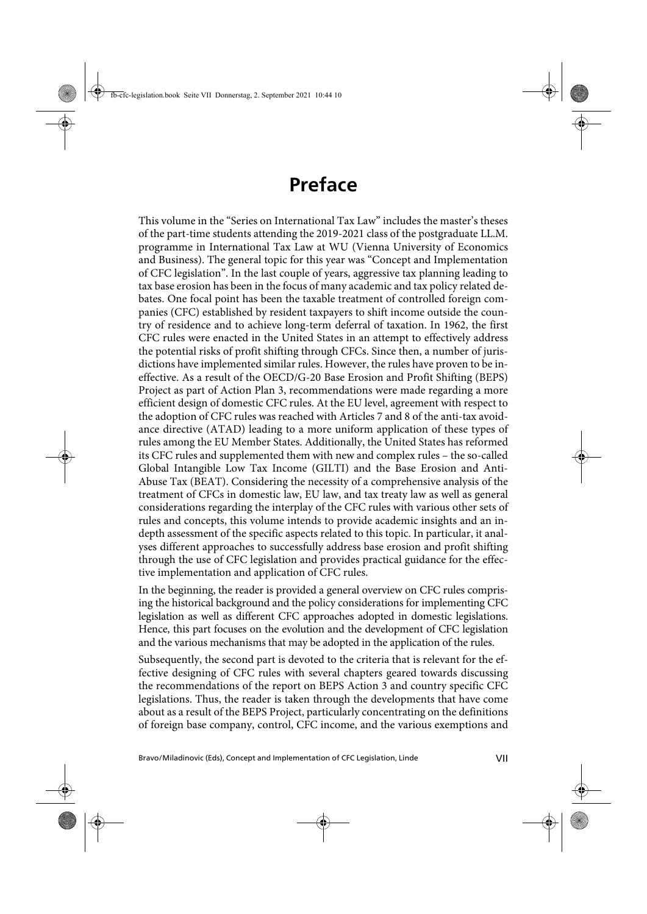# Preface

This volume in the "Series on International Tax Law" includes the master's theses of the part-time students attending the 2019-2021 class of the postgraduate LL.M. programme in International Tax Law at WU (Vienna University of Economics and Business). The general topic for this year was "Concept and Implementation of CFC legislation". In the last couple of years, aggressive tax planning leading to tax base erosion has been in the focus of many academic and tax policy related debates. One focal point has been the taxable treatment of controlled foreign companies (CFC) established by resident taxpayers to shift income outside the country of residence and to achieve long-term deferral of taxation. In 1962, the first CFC rules were enacted in the United States in an attempt to effectively address the potential risks of profit shifting through CFCs. Since then, a number of jurisdictions have implemented similar rules. However, the rules have proven to be ineffective. As a result of the OECD/G-20 Base Erosion and Profit Shifting (BEPS) Project as part of Action Plan 3, recommendations were made regarding a more efficient design of domestic CFC rules. At the EU level, agreement with respect to the adoption of CFC rules was reached with Articles 7 and 8 of the anti-tax avoidance directive (ATAD) leading to a more uniform application of these types of rules among the EU Member States. Additionally, the United States has reformed its CFC rules and supplemented them with new and complex rules – the so-called Global Intangible Low Tax Income (GILTI) and the Base Erosion and Anti-Abuse Tax (BEAT). Considering the necessity of a comprehensive analysis of the treatment of CFCs in domestic law, EU law, and tax treaty law as well as general considerations regarding the interplay of the CFC rules with various other sets of rules and concepts, this volume intends to provide academic insights and an in-depth assessment of the specific aspects related to this topic. In particular, it analyses different approaches to successfully address base erosion and profit shifting through the use of CFC legislation and provides practical guidance for the effective implementation and application of CFC rules.

In the beginning, the reader is provided a general overview on CFC rules comprising the historical background and the policy considerations for implementing CFC legislation as well as different CFC approaches adopted in domestic legislations. Hence, this part focuses on the evolution and the development of CFC legislation and the various mechanisms that may be adopted in the application of the rules.

Subsequently, the second part is devoted to the criteria that is relevant for the effective designing of CFC rules with several chapters geared towards discussing the recommendations of the report on BEPS Action 3 and country specific CFC legislations. Thus, the reader is taken through the developments that have come about as a result of the BEPS Project, particularly concentrating on the definitions of foreign base company, control, CFC income, and the various exemptions and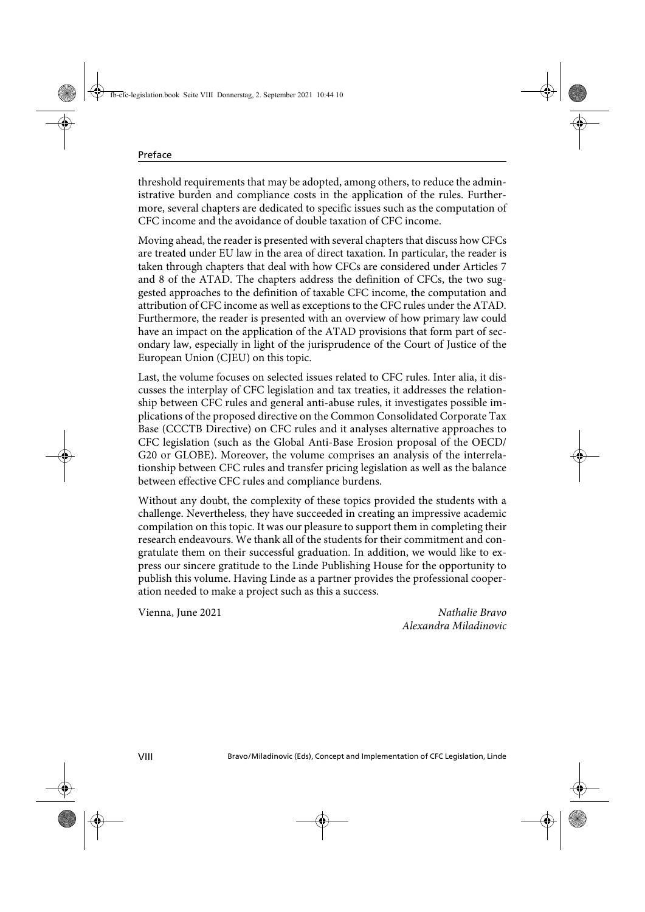threshold requirements that may be adopted, among others, to reduce the administrative burden and compliance costs in the application of the rules. Furthermore, several chapters are dedicated to specific issues such as the computation of CFC income and the avoidance of double taxation of CFC income.

Moving ahead, the reader is presented with several chapters that discuss how CFCs are treated under EU law in the area of direct taxation. In particular, the reader is taken through chapters that deal with how CFCs are considered under Articles 7 and 8 of the ATAD. The chapters address the definition of CFCs, the two suggested approaches to the definition of taxable CFC income, the computation and attribution of CFC income as well as exceptions to the CFC rules under the ATAD. Furthermore, the reader is presented with an overview of how primary law could have an impact on the application of the ATAD provisions that form part of secondary law, especially in light of the jurisprudence of the Court of Justice of the European Union (CJEU) on this topic.

Last, the volume focuses on selected issues related to CFC rules. Inter alia, it discusses the interplay of CFC legislation and tax treaties, it addresses the relationship between CFC rules and general anti-abuse rules, it investigates possible implications of the proposed directive on the Common Consolidated Corporate Tax Base (CCCTB Directive) on CFC rules and it analyses alternative approaches to CFC legislation (such as the Global Anti-Base Erosion proposal of the OECD/G20 or GLOBE). Moreover, the volume comprises an analysis of the interrelationship between CFC rules and transfer pricing legislation as well as the balance between effective CFC rules and compliance burdens.

Without any doubt, the complexity of these topics provided the students with a challenge. Nevertheless, they have succeeded in creating an impressive academic compilation on this topic. It was our pleasure to support them in completing their research endeavours. We thank all of the students for their commitment and congratulate them on their successful graduation. In addition, we would like to express our sincere gratitude to the Linde Publishing House for the opportunity to publish this volume. Having Linde as a partner provides the professional cooperation needed to make a project such as this a success.

Vienna, June 2021

*Nathalie Bravo*
*Alexandra Miladinovic*